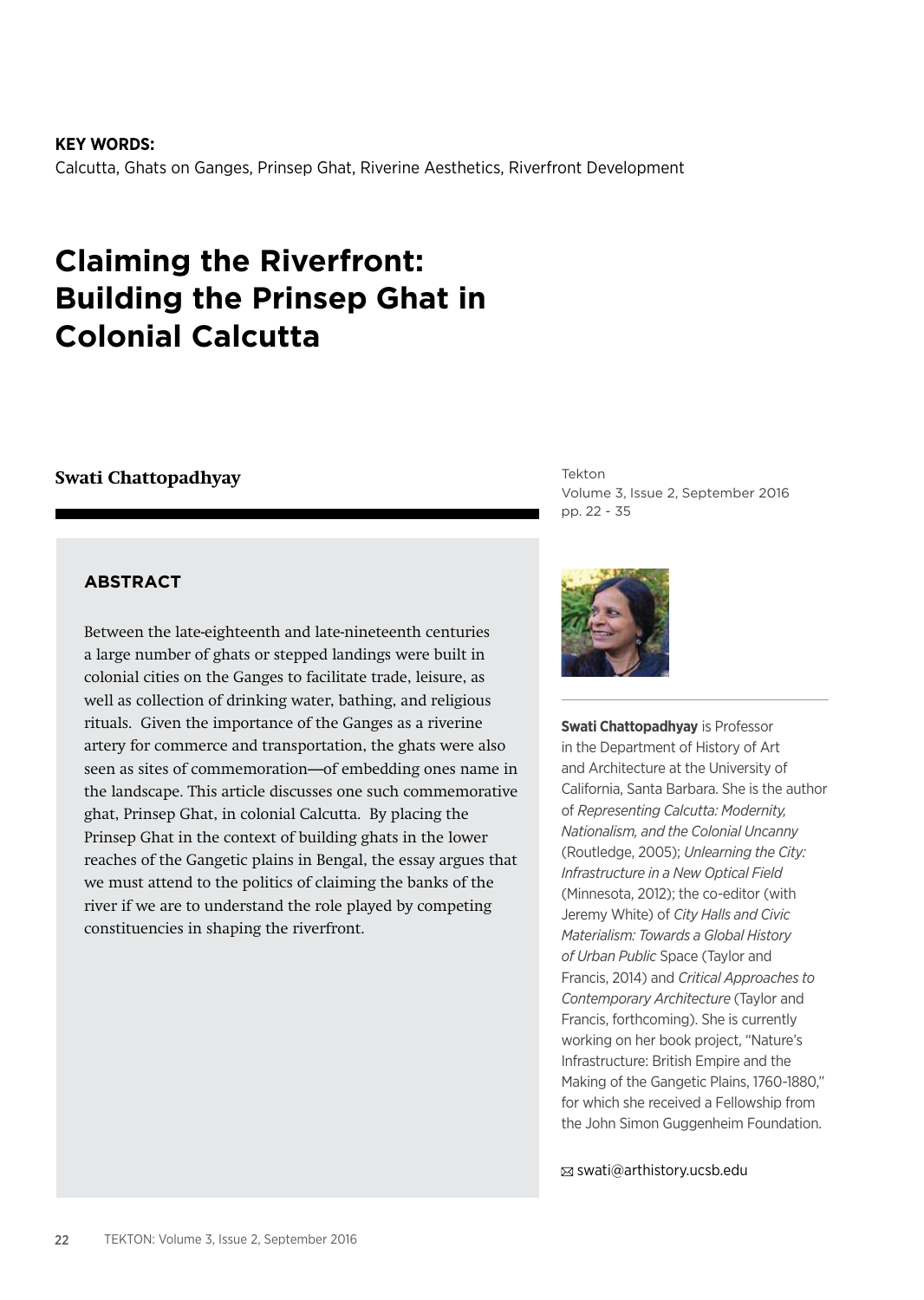**KEY WORDS:**
Calcutta, Ghats on Ganges, Prinsep Ghat, Riverine Aesthetics, Riverfront Development

# Claiming the Riverfront: Building the Prinsep Ghat in Colonial Calcutta

**Swati Chattopadhyay**

Tekton
Volume 3, Issue 2, September 2016
pp. 22 - 35

## ABSTRACT

Between the late-eighteenth and late-nineteenth centuries a large number of ghats or stepped landings were built in colonial cities on the Ganges to facilitate trade, leisure, as well as collection of drinking water, bathing, and religious rituals. Given the importance of the Ganges as a riverine artery for commerce and transportation, the ghats were also seen as sites of commemoration—of embedding ones name in the landscape. This article discusses one such commemorative ghat, Prinsep Ghat, in colonial Calcutta. By placing the Prinsep Ghat in the context of building ghats in the lower reaches of the Gangetic plains in Bengal, the essay argues that we must attend to the politics of claiming the banks of the river if we are to understand the role played by competing constituencies in shaping the riverfront.

**Swati Chattopadhyay** is Professor in the Department of History of Art and Architecture at the University of California, Santa Barbara. She is the author of *Representing Calcutta: Modernity, Nationalism, and the Colonial Uncanny* (Routledge, 2005); *Unlearning the City: Infrastructure in a New Optical Field* (Minnesota, 2012); the co-editor (with Jeremy White) of *City Halls and Civic Materialism: Towards a Global History of Urban Public* Space (Taylor and Francis, 2014) and *Critical Approaches to Contemporary Architecture* (Taylor and Francis, forthcoming). She is currently working on her book project, "Nature's Infrastructure: British Empire and the Making of the Gangetic Plains, 1760-1880," for which she received a Fellowship from the John Simon Guggenheim Foundation.

swati@arthistory.ucsb.edu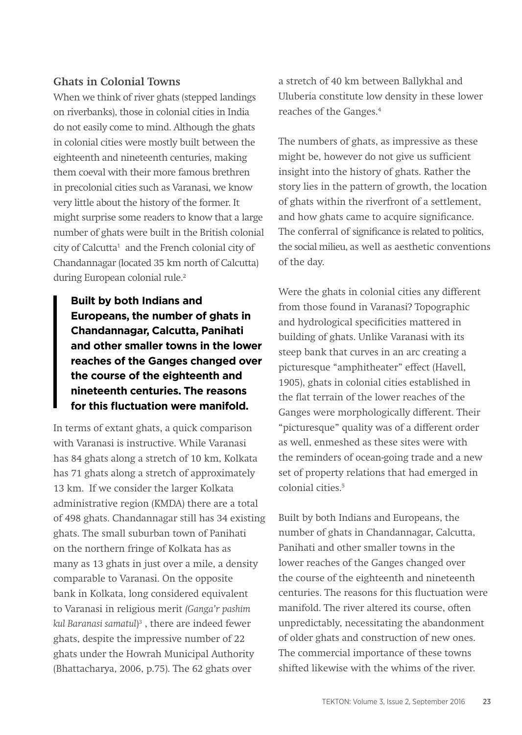### Ghats in Colonial Towns

When we think of river ghats (stepped landings on riverbanks), those in colonial cities in India do not easily come to mind. Although the ghats in colonial cities were mostly built between the eighteenth and nineteenth centuries, making them coeval with their more famous brethren in precolonial cities such as Varanasi, we know very little about the history of the former. It might surprise some readers to know that a large number of ghats were built in the British colonial city of Calcutta[1] and the French colonial city of Chandannagar (located 35 km north of Calcutta) during European colonial rule.[2]

> **Built by both Indians and Europeans, the number of ghats in Chandannagar, Calcutta, Panihati and other smaller towns in the lower reaches of the Ganges changed over the course of the eighteenth and nineteenth centuries. The reasons for this fluctuation were manifold.**

In terms of extant ghats, a quick comparison with Varanasi is instructive. While Varanasi has 84 ghats along a stretch of 10 km, Kolkata has 71 ghats along a stretch of approximately 13 km. If we consider the larger Kolkata administrative region (KMDA) there are a total of 498 ghats. Chandannagar still has 34 existing ghats. The small suburban town of Panihati on the northern fringe of Kolkata has as many as 13 ghats in just over a mile, a density comparable to Varanasi. On the opposite bank in Kolkata, long considered equivalent to Varanasi in religious merit *(Ganga'r pashim kul Baranasi samatul)*[3] , there are indeed fewer ghats, despite the impressive number of 22 ghats under the Howrah Municipal Authority (Bhattacharya, 2006, p.75). The 62 ghats over a stretch of 40 km between Ballykhal and Uluberia constitute low density in these lower reaches of the Ganges.[4]

The numbers of ghats, as impressive as these might be, however do not give us sufficient insight into the history of ghats. Rather the story lies in the pattern of growth, the location of ghats within the riverfront of a settlement, and how ghats came to acquire significance. The conferral of significance is related to politics, the social milieu, as well as aesthetic conventions of the day.

Were the ghats in colonial cities any different from those found in Varanasi? Topographic and hydrological specificities mattered in building of ghats. Unlike Varanasi with its steep bank that curves in an arc creating a picturesque "amphitheater" effect (Havell, 1905), ghats in colonial cities established in the flat terrain of the lower reaches of the Ganges were morphologically different. Their "picturesque" quality was of a different order as well, enmeshed as these sites were with the reminders of ocean-going trade and a new set of property relations that had emerged in colonial cities.[5]

Built by both Indians and Europeans, the number of ghats in Chandannagar, Calcutta, Panihati and other smaller towns in the lower reaches of the Ganges changed over the course of the eighteenth and nineteenth centuries. The reasons for this fluctuation were manifold. The river altered its course, often unpredictably, necessitating the abandonment of older ghats and construction of new ones. The commercial importance of these towns shifted likewise with the whims of the river.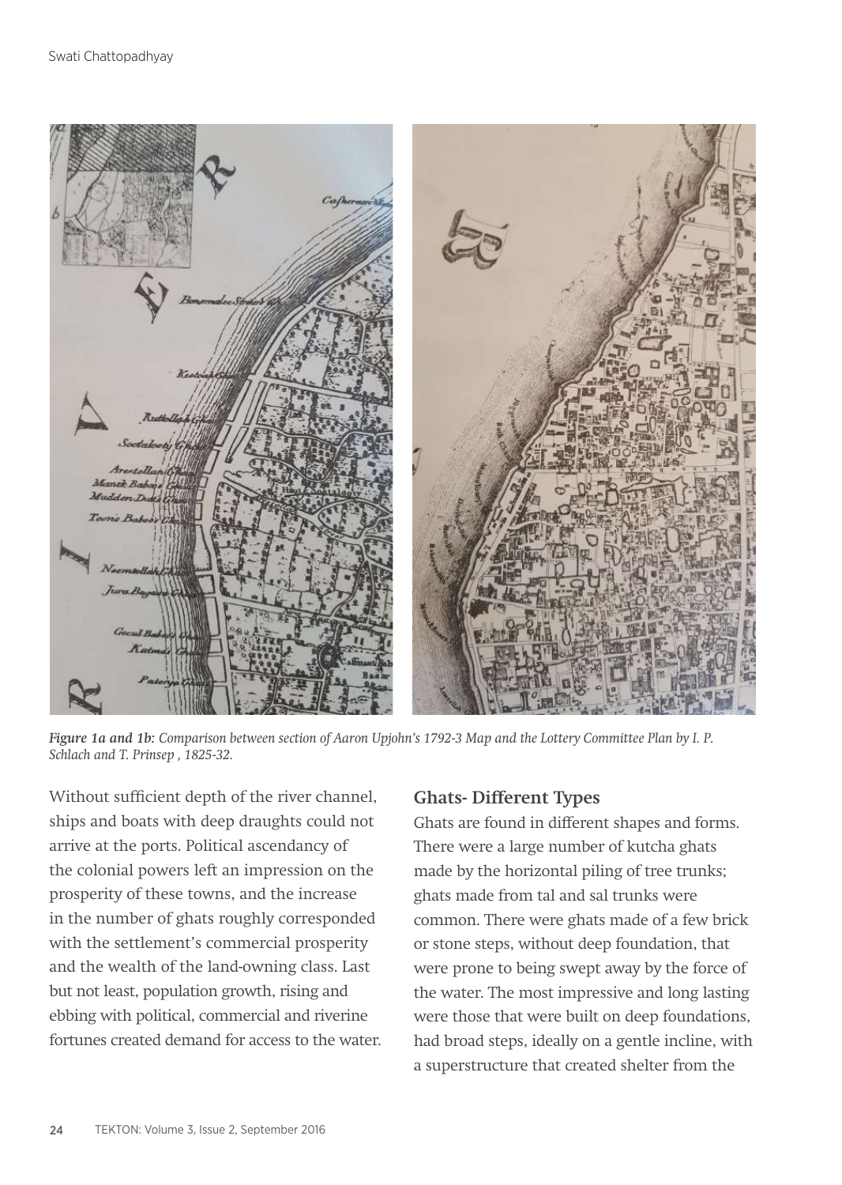*Figure 1a and 1b: Comparison between section of Aaron Upjohn's 1792-3 Map and the Lottery Committee Plan by I. P. Schlach and T. Prinsep , 1825-32.*

Without sufficient depth of the river channel, ships and boats with deep draughts could not arrive at the ports. Political ascendancy of the colonial powers left an impression on the prosperity of these towns, and the increase in the number of ghats roughly corresponded with the settlement's commercial prosperity and the wealth of the land-owning class. Last but not least, population growth, rising and ebbing with political, commercial and riverine fortunes created demand for access to the water.

## Ghats- Different Types

Ghats are found in different shapes and forms. There were a large number of kutcha ghats made by the horizontal piling of tree trunks; ghats made from tal and sal trunks were common. There were ghats made of a few brick or stone steps, without deep foundation, that were prone to being swept away by the force of the water. The most impressive and long lasting were those that were built on deep foundations, had broad steps, ideally on a gentle incline, with a superstructure that created shelter from the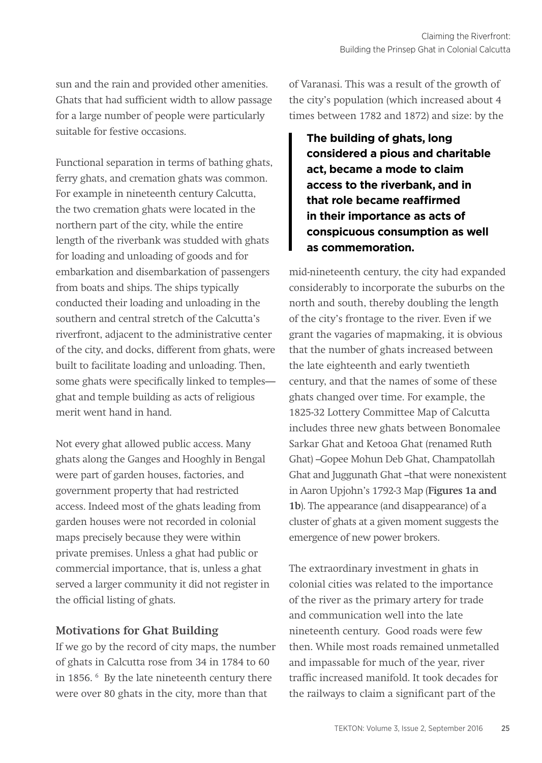sun and the rain and provided other amenities. Ghats that had sufficient width to allow passage for a large number of people were particularly suitable for festive occasions.

Functional separation in terms of bathing ghats, ferry ghats, and cremation ghats was common. For example in nineteenth century Calcutta, the two cremation ghats were located in the northern part of the city, while the entire length of the riverbank was studded with ghats for loading and unloading of goods and for embarkation and disembarkation of passengers from boats and ships. The ships typically conducted their loading and unloading in the southern and central stretch of the Calcutta's riverfront, adjacent to the administrative center of the city, and docks, different from ghats, were built to facilitate loading and unloading. Then, some ghats were specifically linked to temples—ghat and temple building as acts of religious merit went hand in hand.

Not every ghat allowed public access. Many ghats along the Ganges and Hooghly in Bengal were part of garden houses, factories, and government property that had restricted access. Indeed most of the ghats leading from garden houses were not recorded in colonial maps precisely because they were within private premises. Unless a ghat had public or commercial importance, that is, unless a ghat served a larger community it did not register in the official listing of ghats.

## Motivations for Ghat Building

If we go by the record of city maps, the number of ghats in Calcutta rose from 34 in 1784 to 60 in 1856. [6] By the late nineteenth century there were over 80 ghats in the city, more than that of Varanasi. This was a result of the growth of the city's population (which increased about 4 times between 1782 and 1872) and size: by the mid-nineteenth century, the city had expanded considerably to incorporate the suburbs on the north and south, thereby doubling the length of the city's frontage to the river. Even if we grant the vagaries of mapmaking, it is obvious that the number of ghats increased between the late eighteenth and early twentieth century, and that the names of some of these ghats changed over time. For example, the 1825-32 Lottery Committee Map of Calcutta includes three new ghats between Bonomalee Sarkar Ghat and Ketooa Ghat (renamed Ruth Ghat) –Gopee Mohun Deb Ghat, Champatollah Ghat and Juggunath Ghat –that were nonexistent in Aaron Upjohn's 1792-3 Map (**Figures 1a and 1b**). The appearance (and disappearance) of a cluster of ghats at a given moment suggests the emergence of new power brokers.

> **The building of ghats, long considered a pious and charitable act, became a mode to claim access to the riverbank, and in that role became reaffirmed in their importance as acts of conspicuous consumption as well as commemoration.**

The extraordinary investment in ghats in colonial cities was related to the importance of the river as the primary artery for trade and communication well into the late nineteenth century. Good roads were few then. While most roads remained unmetalled and impassable for much of the year, river traffic increased manifold. It took decades for the railways to claim a significant part of the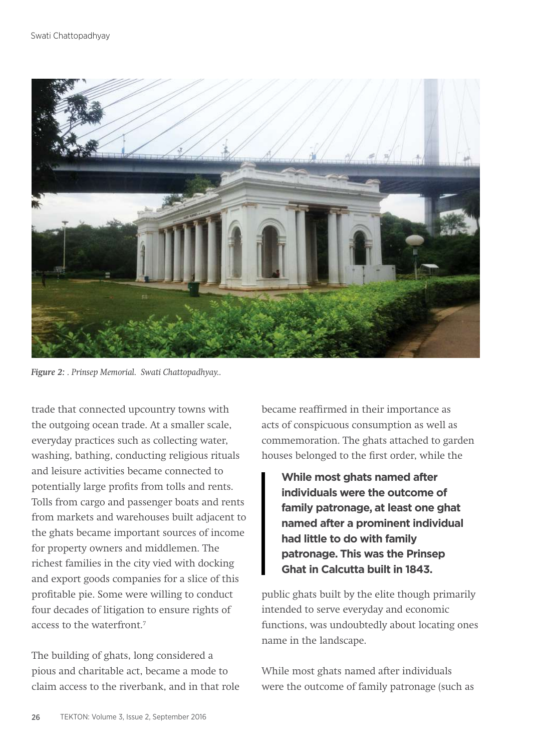*Figure 2: . Prinsep Memorial. Swati Chattopadhyay..*

trade that connected upcountry towns with the outgoing ocean trade. At a smaller scale, everyday practices such as collecting water, washing, bathing, conducting religious rituals and leisure activities became connected to potentially large profits from tolls and rents. Tolls from cargo and passenger boats and rents from markets and warehouses built adjacent to the ghats became important sources of income for property owners and middlemen. The richest families in the city vied with docking and export goods companies for a slice of this profitable pie. Some were willing to conduct four decades of litigation to ensure rights of access to the waterfront.[7]

The building of ghats, long considered a pious and charitable act, became a mode to claim access to the riverbank, and in that role became reaffirmed in their importance as acts of conspicuous consumption as well as commemoration. The ghats attached to garden houses belonged to the first order, while the public ghats built by the elite though primarily intended to serve everyday and economic functions, was undoubtedly about locating ones name in the landscape.

> **While most ghats named after individuals were the outcome of family patronage, at least one ghat named after a prominent individual had little to do with family patronage. This was the Prinsep Ghat in Calcutta built in 1843.**

While most ghats named after individuals were the outcome of family patronage (such as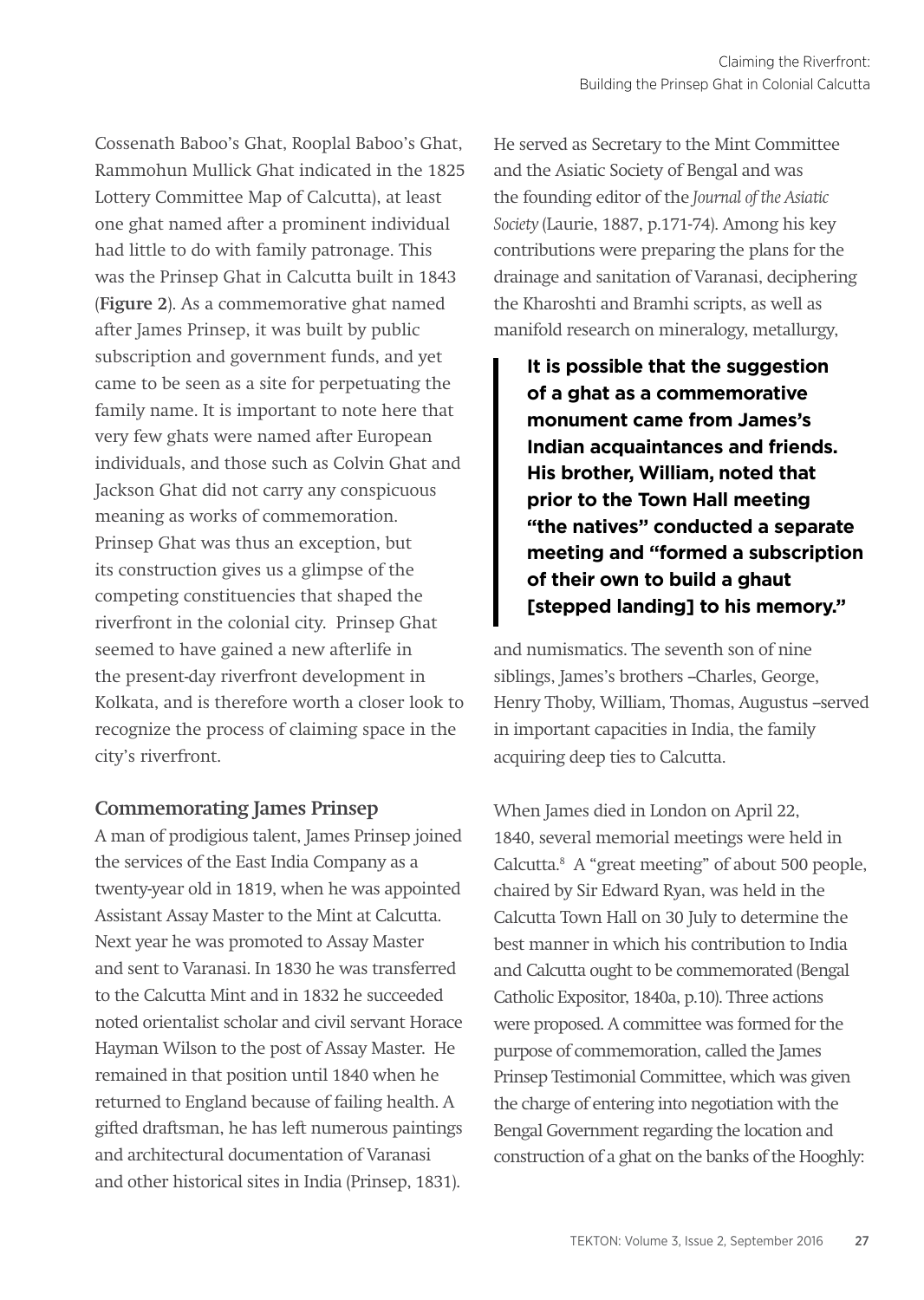Cossenath Baboo's Ghat, Rooplal Baboo's Ghat, Rammohun Mullick Ghat indicated in the 1825 Lottery Committee Map of Calcutta), at least one ghat named after a prominent individual had little to do with family patronage. This was the Prinsep Ghat in Calcutta built in 1843 (**Figure 2**). As a commemorative ghat named after James Prinsep, it was built by public subscription and government funds, and yet came to be seen as a site for perpetuating the family name. It is important to note here that very few ghats were named after European individuals, and those such as Colvin Ghat and Jackson Ghat did not carry any conspicuous meaning as works of commemoration. Prinsep Ghat was thus an exception, but its construction gives us a glimpse of the competing constituencies that shaped the riverfront in the colonial city. Prinsep Ghat seemed to have gained a new afterlife in the present-day riverfront development in Kolkata, and is therefore worth a closer look to recognize the process of claiming space in the city's riverfront.

### Commemorating James Prinsep

A man of prodigious talent, James Prinsep joined the services of the East India Company as a twenty-year old in 1819, when he was appointed Assistant Assay Master to the Mint at Calcutta. Next year he was promoted to Assay Master and sent to Varanasi. In 1830 he was transferred to the Calcutta Mint and in 1832 he succeeded noted orientalist scholar and civil servant Horace Hayman Wilson to the post of Assay Master. He remained in that position until 1840 when he returned to England because of failing health. A gifted draftsman, he has left numerous paintings and architectural documentation of Varanasi and other historical sites in India (Prinsep, 1831). He served as Secretary to the Mint Committee and the Asiatic Society of Bengal and was the founding editor of the *Journal of the Asiatic Society* (Laurie, 1887, p.171-74). Among his key contributions were preparing the plans for the drainage and sanitation of Varanasi, deciphering the Kharoshti and Bramhi scripts, as well as manifold research on mineralogy, metallurgy, and numismatics. The seventh son of nine siblings, James's brothers –Charles, George, Henry Thoby, William, Thomas, Augustus –served in important capacities in India, the family acquiring deep ties to Calcutta.

> **It is possible that the suggestion of a ghat as a commemorative monument came from James's Indian acquaintances and friends. His brother, William, noted that prior to the Town Hall meeting "the natives" conducted a separate meeting and "formed a subscription of their own to build a ghaut [stepped landing] to his memory."**

When James died in London on April 22, 1840, several memorial meetings were held in Calcutta.[8] A "great meeting" of about 500 people, chaired by Sir Edward Ryan, was held in the Calcutta Town Hall on 30 July to determine the best manner in which his contribution to India and Calcutta ought to be commemorated (Bengal Catholic Expositor, 1840a, p.10). Three actions were proposed. A committee was formed for the purpose of commemoration, called the James Prinsep Testimonial Committee, which was given the charge of entering into negotiation with the Bengal Government regarding the location and construction of a ghat on the banks of the Hooghly: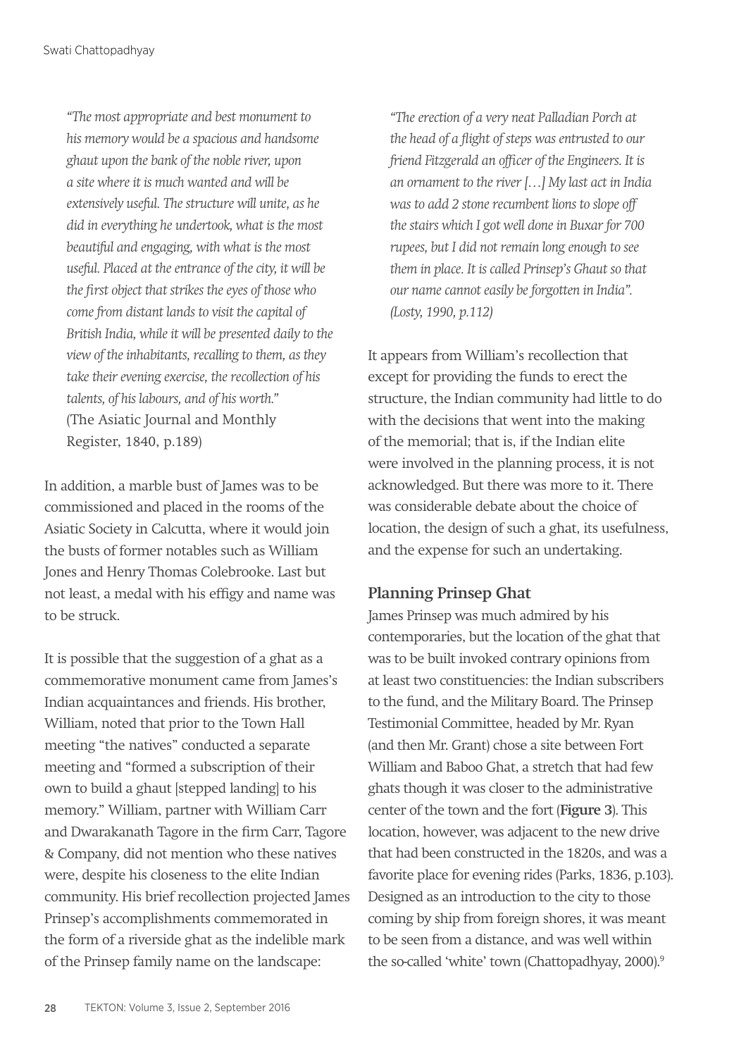*"The most appropriate and best monument to his memory would be a spacious and handsome ghaut upon the bank of the noble river, upon a site where it is much wanted and will be extensively useful. The structure will unite, as he did in everything he undertook, what is the most beautiful and engaging, with what is the most useful. Placed at the entrance of the city, it will be the first object that strikes the eyes of those who come from distant lands to visit the capital of British India, while it will be presented daily to the view of the inhabitants, recalling to them, as they take their evening exercise, the recollection of his talents, of his labours, and of his worth."*
(The Asiatic Journal and Monthly Register, 1840, p.189)

In addition, a marble bust of James was to be commissioned and placed in the rooms of the Asiatic Society in Calcutta, where it would join the busts of former notables such as William Jones and Henry Thomas Colebrooke. Last but not least, a medal with his effigy and name was to be struck.

It is possible that the suggestion of a ghat as a commemorative monument came from James's Indian acquaintances and friends. His brother, William, noted that prior to the Town Hall meeting "the natives" conducted a separate meeting and "formed a subscription of their own to build a ghaut [stepped landing] to his memory." William, partner with William Carr and Dwarakanath Tagore in the firm Carr, Tagore & Company, did not mention who these natives were, despite his closeness to the elite Indian community. His brief recollection projected James Prinsep's accomplishments commemorated in the form of a riverside ghat as the indelible mark of the Prinsep family name on the landscape:

*"The erection of a very neat Palladian Porch at the head of a flight of steps was entrusted to our friend Fitzgerald an officer of the Engineers. It is an ornament to the river […] My last act in India was to add 2 stone recumbent lions to slope off the stairs which I got well done in Buxar for 700 rupees, but I did not remain long enough to see them in place. It is called Prinsep's Ghaut so that our name cannot easily be forgotten in India". (Losty, 1990, p.112)*

It appears from William's recollection that except for providing the funds to erect the structure, the Indian community had little to do with the decisions that went into the making of the memorial; that is, if the Indian elite were involved in the planning process, it is not acknowledged. But there was more to it. There was considerable debate about the choice of location, the design of such a ghat, its usefulness, and the expense for such an undertaking.

## Planning Prinsep Ghat

James Prinsep was much admired by his contemporaries, but the location of the ghat that was to be built invoked contrary opinions from at least two constituencies: the Indian subscribers to the fund, and the Military Board. The Prinsep Testimonial Committee, headed by Mr. Ryan (and then Mr. Grant) chose a site between Fort William and Baboo Ghat, a stretch that had few ghats though it was closer to the administrative center of the town and the fort (**Figure 3**). This location, however, was adjacent to the new drive that had been constructed in the 1820s, and was a favorite place for evening rides (Parks, 1836, p.103). Designed as an introduction to the city to those coming by ship from foreign shores, it was meant to be seen from a distance, and was well within the so-called 'white' town (Chattopadhyay, 2000).[9]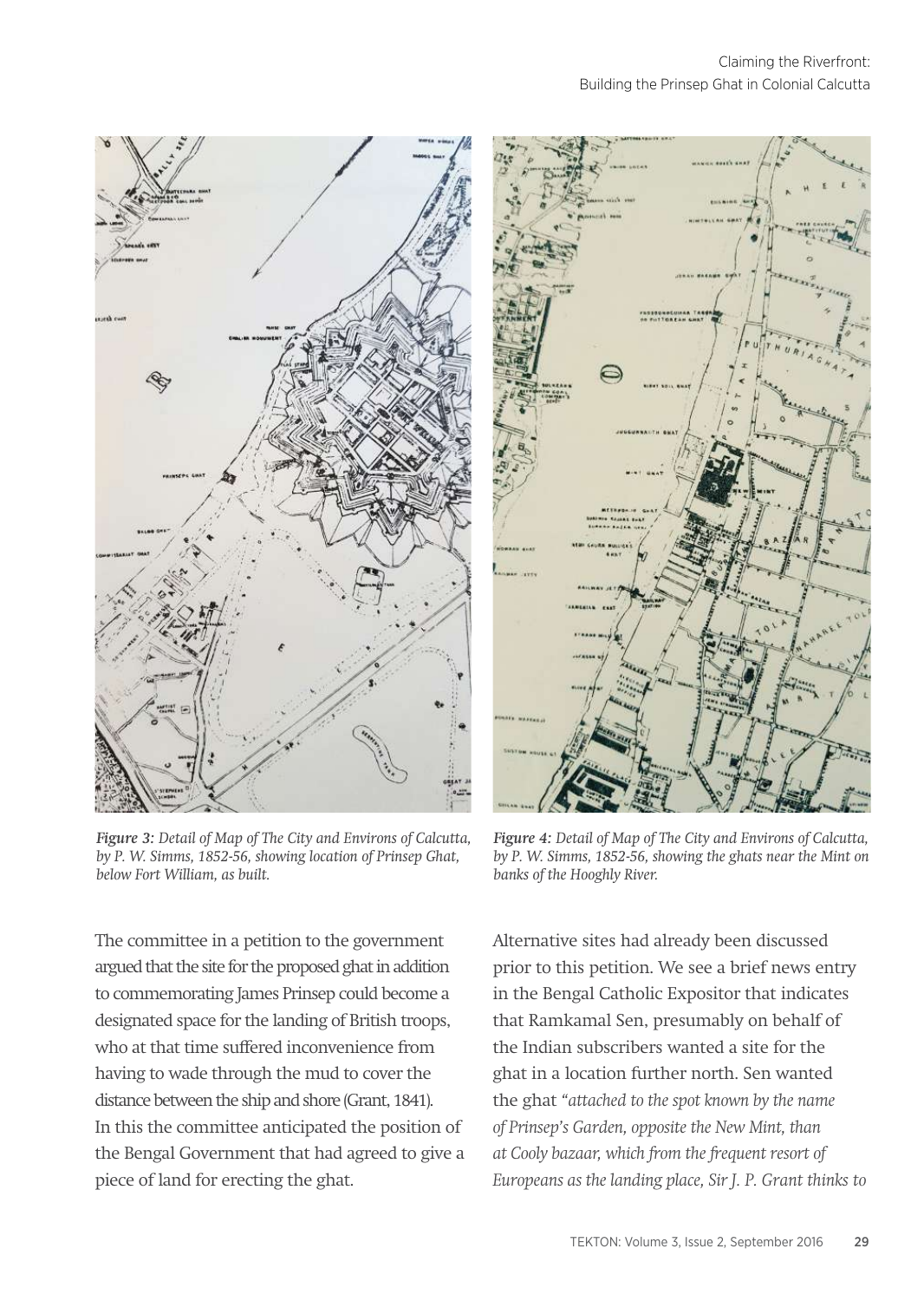*Figure 3: Detail of Map of The City and Environs of Calcutta, by P. W. Simms, 1852-56, showing location of Prinsep Ghat, below Fort William, as built.*

*Figure 4: Detail of Map of The City and Environs of Calcutta, by P. W. Simms, 1852-56, showing the ghats near the Mint on banks of the Hooghly River.*

The committee in a petition to the government argued that the site for the proposed ghat in addition to commemorating James Prinsep could become a designated space for the landing of British troops, who at that time suffered inconvenience from having to wade through the mud to cover the distance between the ship and shore (Grant, 1841). In this the committee anticipated the position of the Bengal Government that had agreed to give a piece of land for erecting the ghat.

Alternative sites had already been discussed prior to this petition. We see a brief news entry in the Bengal Catholic Expositor that indicates that Ramkamal Sen, presumably on behalf of the Indian subscribers wanted a site for the ghat in a location further north. Sen wanted the ghat *"attached to the spot known by the name of Prinsep's Garden, opposite the New Mint, than at Cooly bazaar, which from the frequent resort of Europeans as the landing place, Sir J. P. Grant thinks to*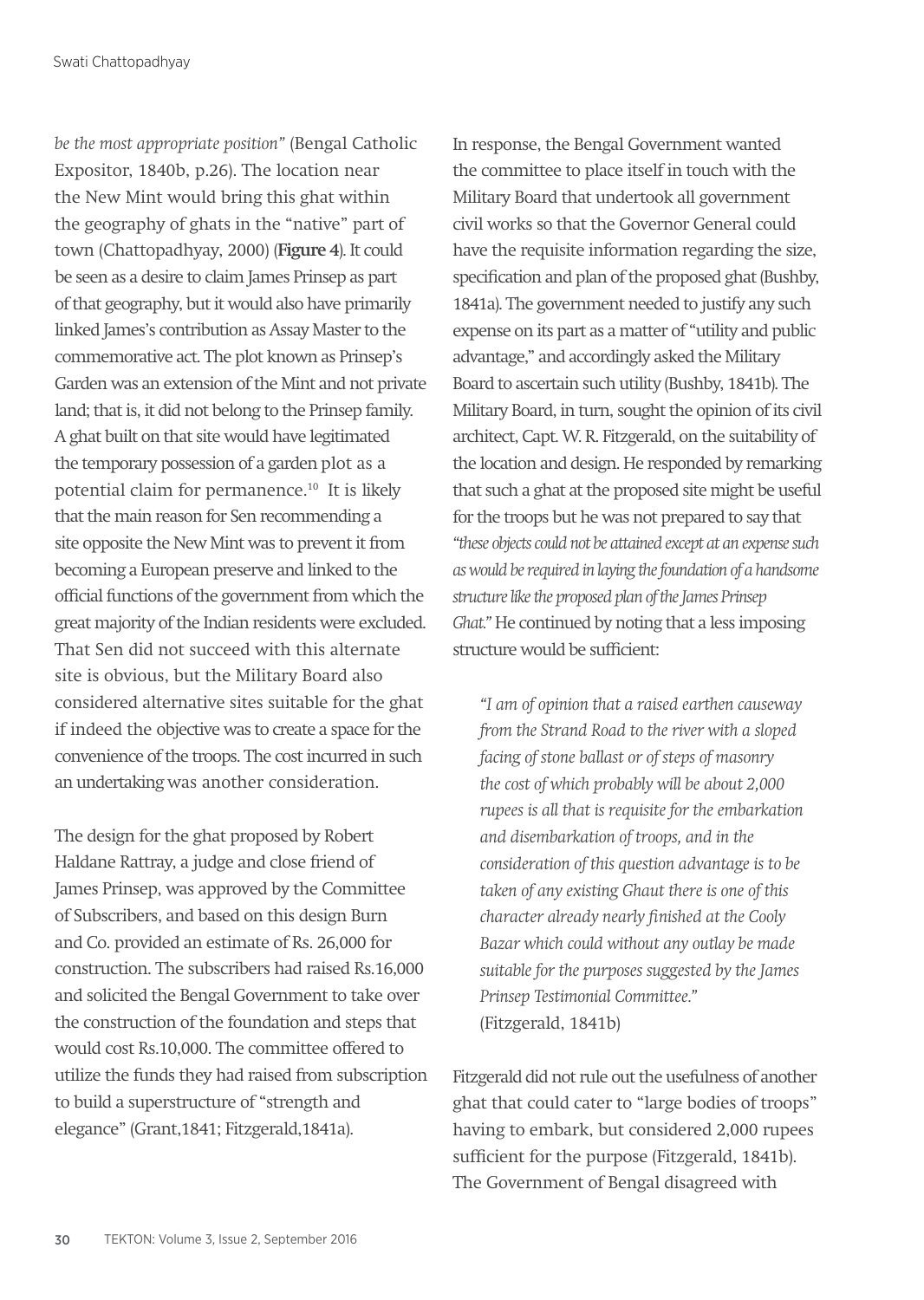*be the most appropriate position"* (Bengal Catholic Expositor, 1840b, p.26). The location near the New Mint would bring this ghat within the geography of ghats in the "native" part of town (Chattopadhyay, 2000) (**Figure 4**). It could be seen as a desire to claim James Prinsep as part of that geography, but it would also have primarily linked James's contribution as Assay Master to the commemorative act. The plot known as Prinsep's Garden was an extension of the Mint and not private land; that is, it did not belong to the Prinsep family. A ghat built on that site would have legitimated the temporary possession of a garden plot as a potential claim for permanence.[10] It is likely that the main reason for Sen recommending a site opposite the New Mint was to prevent it from becoming a European preserve and linked to the official functions of the government from which the great majority of the Indian residents were excluded. That Sen did not succeed with this alternate site is obvious, but the Military Board also considered alternative sites suitable for the ghat if indeed the objective was to create a space for the convenience of the troops. The cost incurred in such an undertaking was another consideration.

The design for the ghat proposed by Robert Haldane Rattray, a judge and close friend of James Prinsep, was approved by the Committee of Subscribers, and based on this design Burn and Co. provided an estimate of Rs. 26,000 for construction. The subscribers had raised Rs.16,000 and solicited the Bengal Government to take over the construction of the foundation and steps that would cost Rs.10,000. The committee offered to utilize the funds they had raised from subscription to build a superstructure of "strength and elegance" (Grant,1841; Fitzgerald,1841a).

In response, the Bengal Government wanted the committee to place itself in touch with the Military Board that undertook all government civil works so that the Governor General could have the requisite information regarding the size, specification and plan of the proposed ghat (Bushby, 1841a). The government needed to justify any such expense on its part as a matter of "utility and public advantage," and accordingly asked the Military Board to ascertain such utility (Bushby, 1841b). The Military Board, in turn, sought the opinion of its civil architect, Capt. W. R. Fitzgerald, on the suitability of the location and design. He responded by remarking that such a ghat at the proposed site might be useful for the troops but he was not prepared to say that *"these objects could not be attained except at an expense such as would be required in laying the foundation of a handsome structure like the proposed plan of the James Prinsep Ghat."* He continued by noting that a less imposing structure would be sufficient:

> *"I am of opinion that a raised earthen causeway from the Strand Road to the river with a sloped facing of stone ballast or of steps of masonry the cost of which probably will be about 2,000 rupees is all that is requisite for the embarkation and disembarkation of troops, and in the consideration of this question advantage is to be taken of any existing Ghaut there is one of this character already nearly finished at the Cooly Bazar which could without any outlay be made suitable for the purposes suggested by the James Prinsep Testimonial Committee."*
> (Fitzgerald, 1841b)

Fitzgerald did not rule out the usefulness of another ghat that could cater to "large bodies of troops" having to embark, but considered 2,000 rupees sufficient for the purpose (Fitzgerald, 1841b). The Government of Bengal disagreed with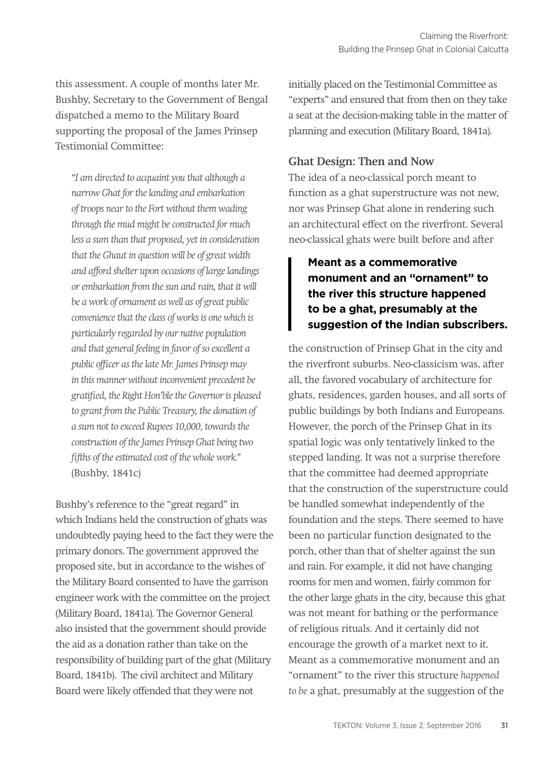this assessment. A couple of months later Mr. Bushby, Secretary to the Government of Bengal dispatched a memo to the Military Board supporting the proposal of the James Prinsep Testimonial Committee:

> *"I am directed to acquaint you that although a narrow Ghat for the landing and embarkation of troops near to the Fort without them wading through the mud might be constructed for much less a sum than that proposed, yet in consideration that the Ghaut in question will be of great width and afford shelter upon occasions of large landings or embarkation from the sun and rain, that it will be a work of ornament as well as of great public convenience that the class of works is one which is particularly regarded by our native population and that general feeling in favor of so excellent a public officer as the late Mr. James Prinsep may in this manner without inconvenient precedent be gratified, the Right Hon'ble the Governor is pleased to grant from the Public Treasury, the donation of a sum not to exceed Rupees 10,000, towards the construction of the James Prinsep Ghat being two fifths of the estimated cost of the whole work."* (Bushby, 1841c)

Bushby's reference to the "great regard" in which Indians held the construction of ghats was undoubtedly paying heed to the fact they were the primary donors. The government approved the proposed site, but in accordance to the wishes of the Military Board consented to have the garrison engineer work with the committee on the project (Military Board, 1841a). The Governor General also insisted that the government should provide the aid as a donation rather than take on the responsibility of building part of the ghat (Military Board, 1841b). The civil architect and Military Board were likely offended that they were not initially placed on the Testimonial Committee as "experts" and ensured that from then on they take a seat at the decision-making table in the matter of planning and execution (Military Board, 1841a).

## Ghat Design: Then and Now

The idea of a neo-classical porch meant to function as a ghat superstructure was not new, nor was Prinsep Ghat alone in rendering such an architectural effect on the riverfront. Several neo-classical ghats were built before and after the construction of Prinsep Ghat in the city and the riverfront suburbs. Neo-classicism was, after all, the favored vocabulary of architecture for ghats, residences, garden houses, and all sorts of public buildings by both Indians and Europeans. However, the porch of the Prinsep Ghat in its spatial logic was only tentatively linked to the stepped landing. It was not a surprise therefore that the committee had deemed appropriate that the construction of the superstructure could be handled somewhat independently of the foundation and the steps. There seemed to have been no particular function designated to the porch, other than that of shelter against the sun and rain. For example, it did not have changing rooms for men and women, fairly common for the other large ghats in the city, because this ghat was not meant for bathing or the performance of religious rituals. And it certainly did not encourage the growth of a market next to it. Meant as a commemorative monument and an "ornament" to the river this structure *happened to be* a ghat, presumably at the suggestion of the

> **Meant as a commemorative monument and an "ornament" to the river this structure happened to be a ghat, presumably at the suggestion of the Indian subscribers.**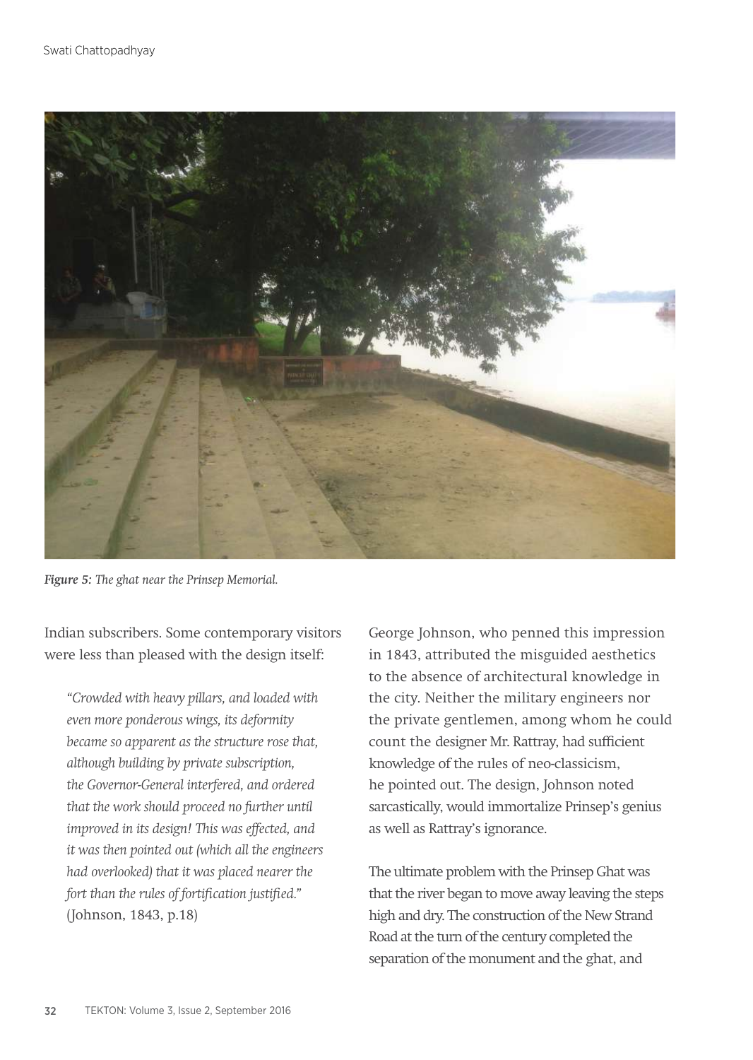*Figure 5: The ghat near the Prinsep Memorial.*

Indian subscribers. Some contemporary visitors were less than pleased with the design itself:

> *"Crowded with heavy pillars, and loaded with even more ponderous wings, its deformity became so apparent as the structure rose that, although building by private subscription, the Governor-General interfered, and ordered that the work should proceed no further until improved in its design! This was effected, and it was then pointed out (which all the engineers had overlooked) that it was placed nearer the fort than the rules of fortification justified."* (Johnson, 1843, p.18)

George Johnson, who penned this impression in 1843, attributed the misguided aesthetics to the absence of architectural knowledge in the city. Neither the military engineers nor the private gentlemen, among whom he could count the designer Mr. Rattray, had sufficient knowledge of the rules of neo-classicism, he pointed out. The design, Johnson noted sarcastically, would immortalize Prinsep's genius as well as Rattray's ignorance.

The ultimate problem with the Prinsep Ghat was that the river began to move away leaving the steps high and dry. The construction of the New Strand Road at the turn of the century completed the separation of the monument and the ghat, and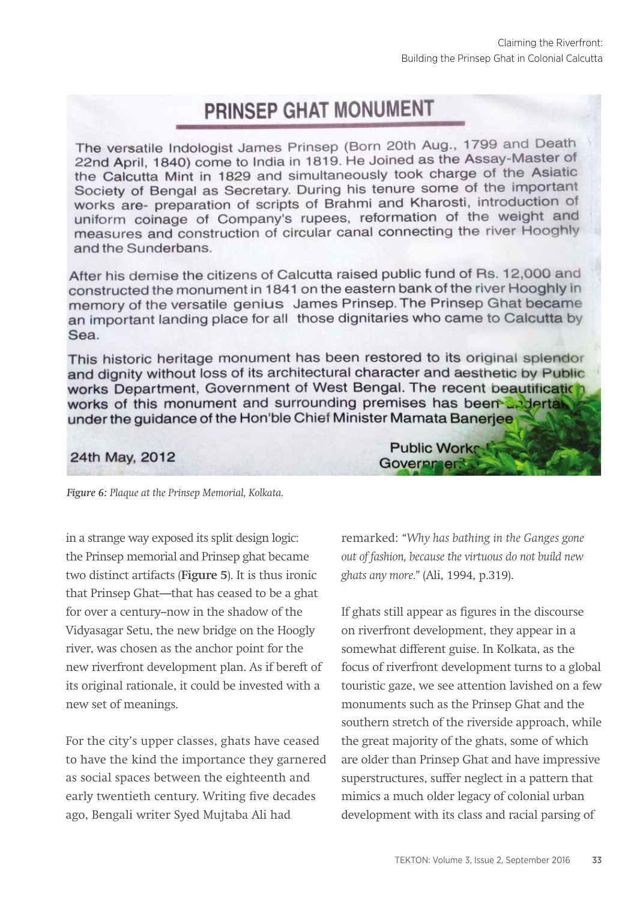# PRINSEP GHAT MONUMENT

The versatile Indologist James Prinsep (Born 20th Aug., 1799 and Death 22nd April, 1840) come to India in 1819. He Joined as the Assay-Master of the Calcutta Mint in 1829 and simultaneously took charge of the Asiatic Society of Bengal as Secretary. During his tenure some of the important works are- preparation of scripts of Brahmi and Kharosti, introduction of uniform coinage of Company's rupees, reformation of the weight and measures and construction of circular canal connecting the river Hooghly and the Sunderbans.

After his demise the citizens of Calcutta raised public fund of Rs. 12,000 and constructed the monument in 1841 on the eastern bank of the river Hooghly in memory of the versatile genius James Prinsep. The Prinsep Ghat became an important landing place for all those dignitaries who came to Calcutta by Sea.

This historic heritage monument has been restored to its original splendor and dignity without loss of its architectural character and aesthetic by Public works Department, Government of West Bengal. The recent beautification works of this monument and surrounding premises has been undertaken under the guidance of the Hon'ble Chief Minister Mamata Banerjee

24th May, 2012

Public Works
Government

*Figure 6: Plaque at the Prinsep Memorial, Kolkata.*

in a strange way exposed its split design logic: the Prinsep memorial and Prinsep ghat became two distinct artifacts (**Figure 5**). It is thus ironic that Prinsep Ghat—that has ceased to be a ghat for over a century–now in the shadow of the Vidyasagar Setu, the new bridge on the Hoogly river, was chosen as the anchor point for the new riverfront development plan. As if bereft of its original rationale, it could be invested with a new set of meanings.

For the city's upper classes, ghats have ceased to have the kind the importance they garnered as social spaces between the eighteenth and early twentieth century. Writing five decades ago, Bengali writer Syed Mujtaba Ali had remarked: *"Why has bathing in the Ganges gone out of fashion, because the virtuous do not build new ghats any more."* (Ali, 1994, p.319).

If ghats still appear as figures in the discourse on riverfront development, they appear in a somewhat different guise. In Kolkata, as the focus of riverfront development turns to a global touristic gaze, we see attention lavished on a few monuments such as the Prinsep Ghat and the southern stretch of the riverside approach, while the great majority of the ghats, some of which are older than Prinsep Ghat and have impressive superstructures, suffer neglect in a pattern that mimics a much older legacy of colonial urban development with its class and racial parsing of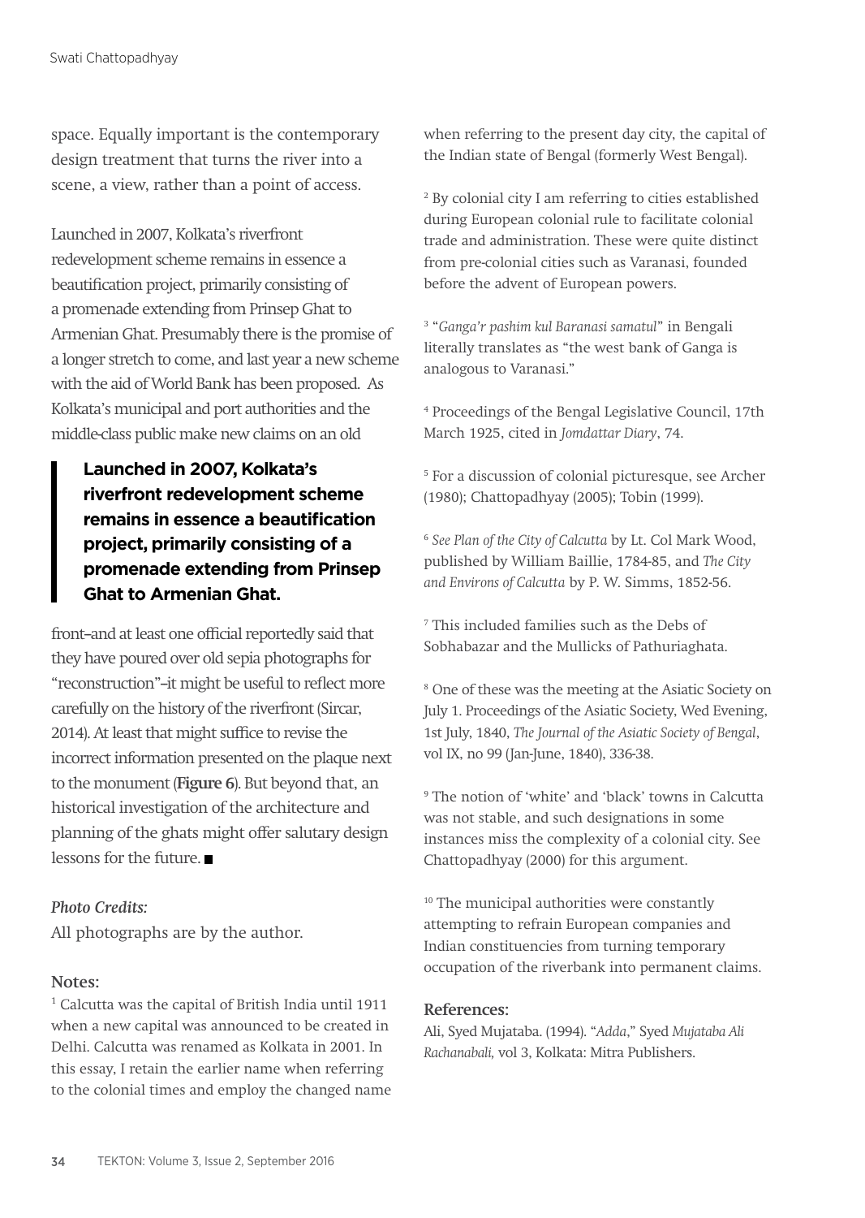space. Equally important is the contemporary design treatment that turns the river into a scene, a view, rather than a point of access.

Launched in 2007, Kolkata's riverfront redevelopment scheme remains in essence a beautification project, primarily consisting of a promenade extending from Prinsep Ghat to Armenian Ghat. Presumably there is the promise of a longer stretch to come, and last year a new scheme with the aid of World Bank has been proposed. As Kolkata's municipal and port authorities and the middle-class public make new claims on an old front–and at least one official reportedly said that they have poured over old sepia photographs for "reconstruction"–it might be useful to reflect more carefully on the history of the riverfront (Sircar, 2014). At least that might suffice to revise the incorrect information presented on the plaque next to the monument (**Figure 6**). But beyond that, an historical investigation of the architecture and planning of the ghats might offer salutary design lessons for the future. ■

> **Launched in 2007, Kolkata's riverfront redevelopment scheme remains in essence a beautification project, primarily consisting of a promenade extending from Prinsep Ghat to Armenian Ghat.**

*Photo Credits:*

All photographs are by the author.

**Notes:**

[1] Calcutta was the capital of British India until 1911 when a new capital was announced to be created in Delhi. Calcutta was renamed as Kolkata in 2001. In this essay, I retain the earlier name when referring to the colonial times and employ the changed name when referring to the present day city, the capital of the Indian state of Bengal (formerly West Bengal).

[2] By colonial city I am referring to cities established during European colonial rule to facilitate colonial trade and administration. These were quite distinct from pre-colonial cities such as Varanasi, founded before the advent of European powers.

[3] "*Ganga'r pashim kul Baranasi samatul*" in Bengali literally translates as "the west bank of Ganga is analogous to Varanasi."

[4] Proceedings of the Bengal Legislative Council, 17th March 1925, cited in *Jomdattar Diary*, 74.

[5] For a discussion of colonial picturesque, see Archer (1980); Chattopadhyay (2005); Tobin (1999).

[6] *See Plan of the City of Calcutta* by Lt. Col Mark Wood, published by William Baillie, 1784-85, and *The City and Environs of Calcutta* by P. W. Simms, 1852-56.

[7] This included families such as the Debs of Sobhabazar and the Mullicks of Pathuriaghata.

[8] One of these was the meeting at the Asiatic Society on July 1. Proceedings of the Asiatic Society, Wed Evening, 1st July, 1840, *The Journal of the Asiatic Society of Bengal*, vol IX, no 99 (Jan-June, 1840), 336-38.

[9] The notion of 'white' and 'black' towns in Calcutta was not stable, and such designations in some instances miss the complexity of a colonial city. See Chattopadhyay (2000) for this argument.

[10] The municipal authorities were constantly attempting to refrain European companies and Indian constituencies from turning temporary occupation of the riverbank into permanent claims.

**References:**

Ali, Syed Mujataba. (1994). "*Adda*," Syed *Mujataba Ali Rachanabali,* vol 3, Kolkata: Mitra Publishers.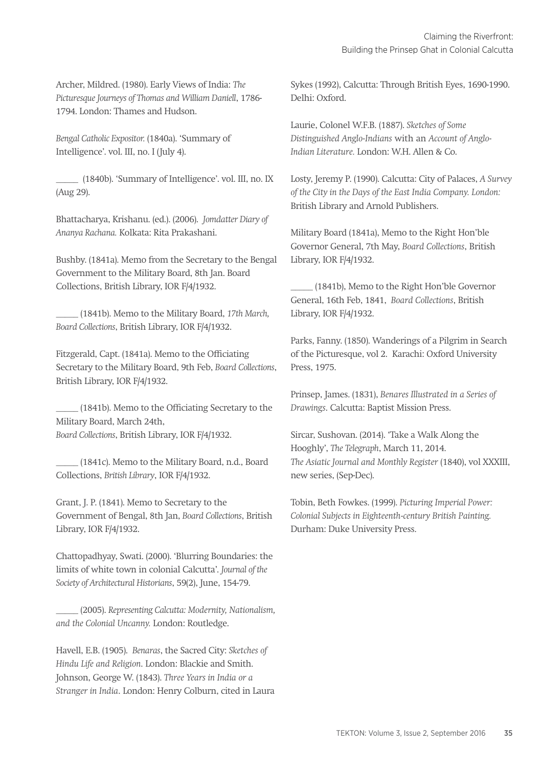Archer, Mildred. (1980). Early Views of India: *The Picturesque Journeys of Thomas and William Daniell*, 1786-1794. London: Thames and Hudson.

*Bengal Catholic Expositor.* (1840a). 'Summary of Intelligence'. vol. III, no. I (July 4).

_____ (1840b). 'Summary of Intelligence'. vol. III, no. IX (Aug 29).

Bhattacharya, Krishanu. (ed.). (2006). *Jomdatter Diary of Ananya Rachana.* Kolkata: Rita Prakashani.

Bushby. (1841a). Memo from the Secretary to the Bengal Government to the Military Board, 8th Jan. Board Collections, British Library, IOR F/4/1932.

_____ (1841b). Memo to the Military Board, *17th March, Board Collections*, British Library, IOR F/4/1932.

Fitzgerald, Capt. (1841a). Memo to the Officiating Secretary to the Military Board, 9th Feb, *Board Collections*, British Library, IOR F/4/1932.

_____ (1841b). Memo to the Officiating Secretary to the Military Board, March 24th, *Board Collections*, British Library, IOR F/4/1932.

_____ (1841c). Memo to the Military Board, n.d., Board Collections, *British Library*, IOR F/4/1932.

Grant, J. P. (1841). Memo to Secretary to the Government of Bengal, 8th Jan, *Board Collections*, British Library, IOR F/4/1932.

Chattopadhyay, Swati. (2000). 'Blurring Boundaries: the limits of white town in colonial Calcutta'. *Journal of the Society of Architectural Historians*, 59(2), June, 154-79.

_____ (2005). *Representing Calcutta: Modernity, Nationalism, and the Colonial Uncanny.* London: Routledge.

Havell, E.B. (1905). *Benaras*, the Sacred City: *Sketches of Hindu Life and Religion*. London: Blackie and Smith.
Johnson, George W. (1843). *Three Years in India or a Stranger in India*. London: Henry Colburn, cited in Laura Sykes (1992), Calcutta: Through British Eyes, 1690-1990. Delhi: Oxford.

Laurie, Colonel W.F.B. (1887). *Sketches of Some Distinguished Anglo-Indians* with an *Account of Anglo-Indian Literature.* London: W.H. Allen & Co.

Losty, Jeremy P. (1990). Calcutta: City of Palaces, *A Survey of the City in the Days of the East India Company. London:* British Library and Arnold Publishers.

Military Board (1841a), Memo to the Right Hon'ble Governor General, 7th May, *Board Collections*, British Library, IOR F/4/1932.

_____ (1841b), Memo to the Right Hon'ble Governor General, 16th Feb, 1841, *Board Collections*, British Library, IOR F/4/1932.

Parks, Fanny. (1850). Wanderings of a Pilgrim in Search of the Picturesque, vol 2. Karachi: Oxford University Press, 1975.

Prinsep, James. (1831), *Benares Illustrated in a Series of Drawings*. Calcutta: Baptist Mission Press.

Sircar, Sushovan. (2014). 'Take a Walk Along the Hooghly', *The Telegraph*, March 11, 2014.
*The Asiatic Journal and Monthly Register* (1840), vol XXXIII, new series, (Sep-Dec).

Tobin, Beth Fowkes. (1999). *Picturing Imperial Power: Colonial Subjects in Eighteenth-century British Painting.* Durham: Duke University Press.